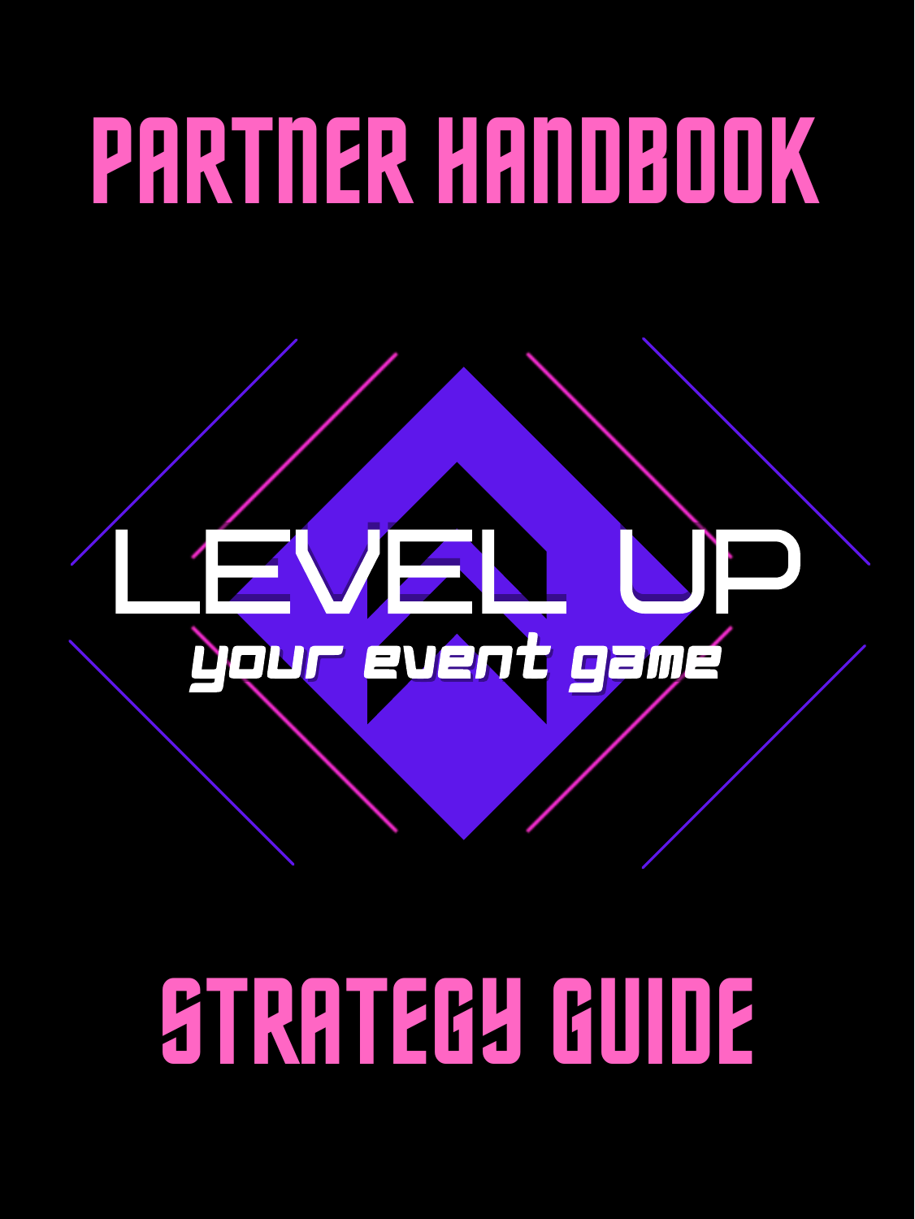# PARTNER HANDBOOK

## LEVEL UP

*your event game*

# STRATEGY GUIDE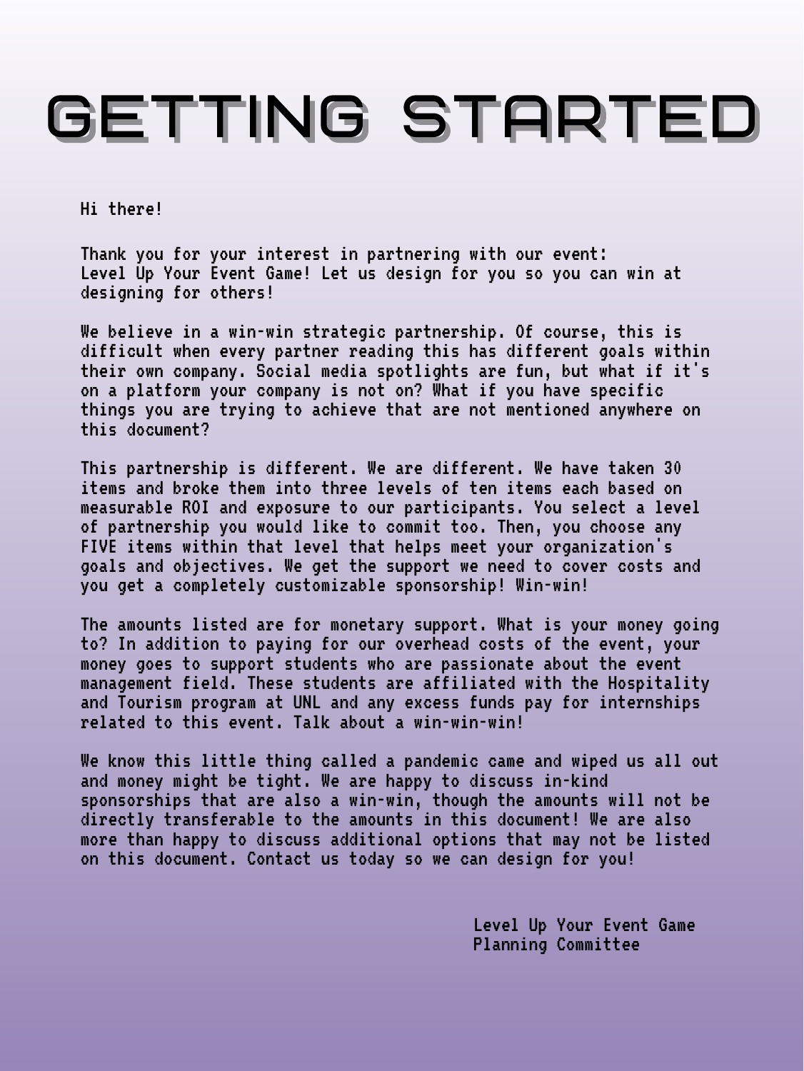# GETTING STARTED

Hi there!

Thank you for your interest in partnering with our event: Level Up Your Event Game! Let us design for you so you can win at designing for others!

We believe in a win-win strategic partnership. Of course, this is difficult when every partner reading this has different goals within their own company. Social media spotlights are fun, but what if it's on a platform your company is not on? What if you have specific things you are trying to achieve that are not mentioned anywhere on this document?

This partnership is different. We are different. We have taken 30 items and broke them into three levels of ten items each based on measurable ROI and exposure to our participants. You select a level of partnership you would like to commit too. Then, you choose any FIVE items within that level that helps meet your organization's goals and objectives. We get the support we need to cover costs and you get a completely customizable sponsorship! Win-win!

The amounts listed are for monetary support. What is your money going to? In addition to paying for our overhead costs of the event, your money goes to support students who are passionate about the event management field. These students are affiliated with the Hospitality and Tourism program at UNL and any excess funds pay for internships related to this event. Talk about a win-win-win!

We know this little thing called a pandemic came and wiped us all out and money might be tight. We are happy to discuss in-kind sponsorships that are also a win-win, though the amounts will not be directly transferable to the amounts in this document! We are also more than happy to discuss additional options that may not be listed on this document. Contact us today so we can design for you!

Level Up Your Event Game
Planning Committee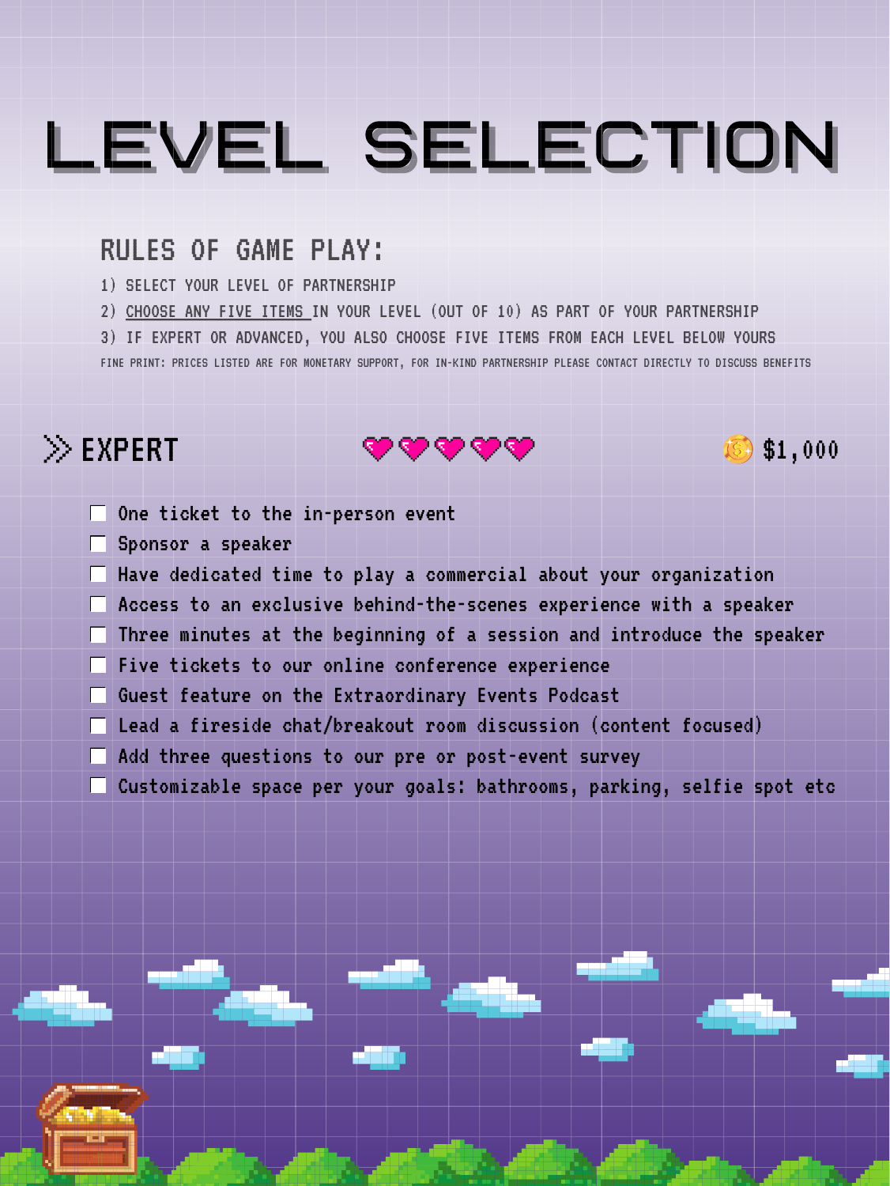# LEVEL SELECTION

## RULES OF GAME PLAY:

1) SELECT YOUR LEVEL OF PARTNERSHIP
2) CHOOSE ANY FIVE ITEMS IN YOUR LEVEL (OUT OF 10) AS PART OF YOUR PARTNERSHIP
3) IF EXPERT OR ADVANCED, YOU ALSO CHOOSE FIVE ITEMS FROM EACH LEVEL BELOW YOURS

FINE PRINT: PRICES LISTED ARE FOR MONETARY SUPPORT, FOR IN-KIND PARTNERSHIP PLEASE CONTACT DIRECTLY TO DISCUSS BENEFITS

## » EXPERT — $1,000

- [ ] One ticket to the in-person event
- [ ] Sponsor a speaker
- [ ] Have dedicated time to play a commercial about your organization
- [ ] Access to an exclusive behind-the-scenes experience with a speaker
- [ ] Three minutes at the beginning of a session and introduce the speaker
- [ ] Five tickets to our online conference experience
- [ ] Guest feature on the Extraordinary Events Podcast
- [ ] Lead a fireside chat/breakout room discussion (content focused)
- [ ] Add three questions to our pre or post-event survey
- [ ] Customizable space per your goals: bathrooms, parking, selfie spot etc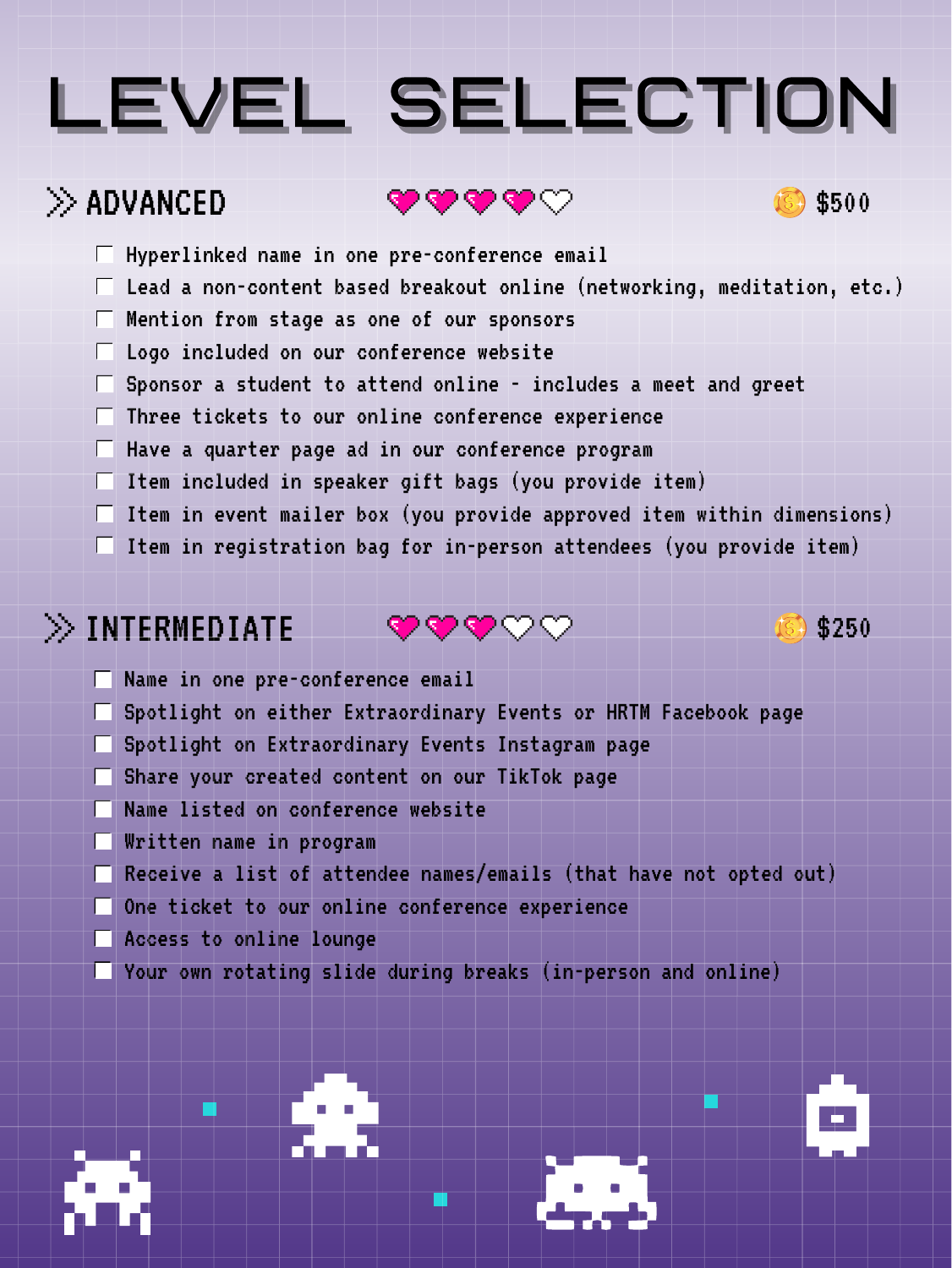# LEVEL SELECTION

## ADVANCED

$500

- [ ] Hyperlinked name in one pre-conference email
- [ ] Lead a non-content based breakout online (networking, meditation, etc.)
- [ ] Mention from stage as one of our sponsors
- [ ] Logo included on our conference website
- [ ] Sponsor a student to attend online - includes a meet and greet
- [ ] Three tickets to our online conference experience
- [ ] Have a quarter page ad in our conference program
- [ ] Item included in speaker gift bags (you provide item)
- [ ] Item in event mailer box (you provide approved item within dimensions)
- [ ] Item in registration bag for in-person attendees (you provide item)

## INTERMEDIATE

$250

- [ ] Name in one pre-conference email
- [ ] Spotlight on either Extraordinary Events or HRTM Facebook page
- [ ] Spotlight on Extraordinary Events Instagram page
- [ ] Share your created content on our TikTok page
- [ ] Name listed on conference website
- [ ] Written name in program
- [ ] Receive a list of attendee names/emails (that have not opted out)
- [ ] One ticket to our online conference experience
- [ ] Access to online lounge
- [ ] Your own rotating slide during breaks (in-person and online)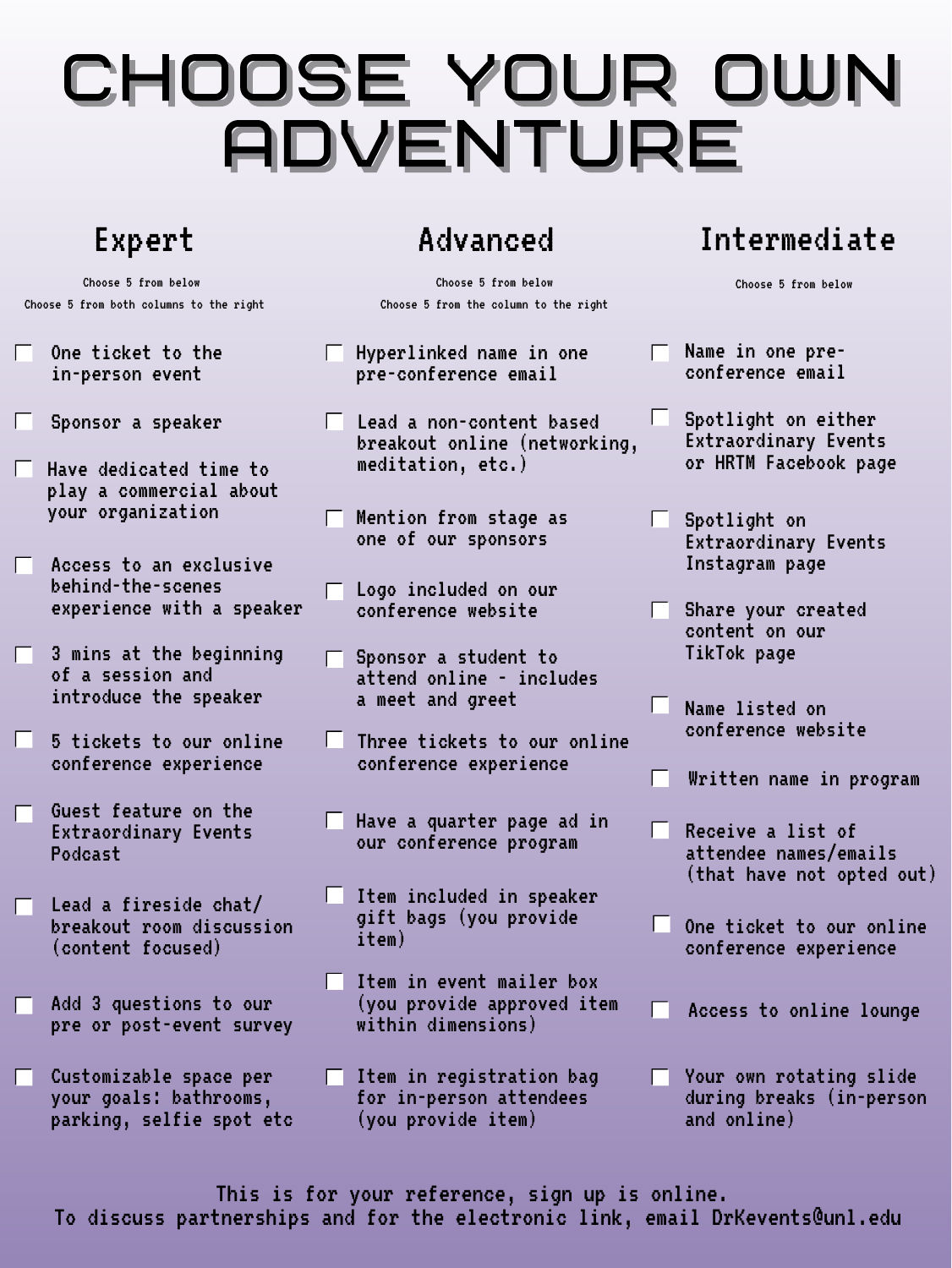# CHOOSE YOUR OWN ADVENTURE

## Expert

Choose 5 from below

Choose 5 from both columns to the right

- [ ] One ticket to the in-person event
- [ ] Sponsor a speaker
- [ ] Have dedicated time to play a commercial about your organization
- [ ] Access to an exclusive behind-the-scenes experience with a speaker
- [ ] 3 mins at the beginning of a session and introduce the speaker
- [ ] 5 tickets to our online conference experience
- [ ] Guest feature on the Extraordinary Events Podcast
- [ ] Lead a fireside chat/ breakout room discussion (content focused)
- [ ] Add 3 questions to our pre or post-event survey
- [ ] Customizable space per your goals: bathrooms, parking, selfie spot etc

## Advanced

Choose 5 from below

Choose 5 from the column to the right

- [ ] Hyperlinked name in one pre-conference email
- [ ] Lead a non-content based breakout online (networking, meditation, etc.)
- [ ] Mention from stage as one of our sponsors
- [ ] Logo included on our conference website
- [ ] Sponsor a student to attend online - includes a meet and greet
- [ ] Three tickets to our online conference experience
- [ ] Have a quarter page ad in our conference program
- [ ] Item included in speaker gift bags (you provide item)
- [ ] Item in event mailer box (you provide approved item within dimensions)
- [ ] Item in registration bag for in-person attendees (you provide item)

## Intermediate

Choose 5 from below

- [ ] Name in one pre-conference email
- [ ] Spotlight on either Extraordinary Events or HRTM Facebook page
- [ ] Spotlight on Extraordinary Events Instagram page
- [ ] Share your created content on our TikTok page
- [ ] Name listed on conference website
- [ ] Written name in program
- [ ] Receive a list of attendee names/emails (that have not opted out)
- [ ] One ticket to our online conference experience
- [ ] Access to online lounge
- [ ] Your own rotating slide during breaks (in-person and online)

This is for your reference, sign up is online.
To discuss partnerships and for the electronic link, email DrKevents@unl.edu